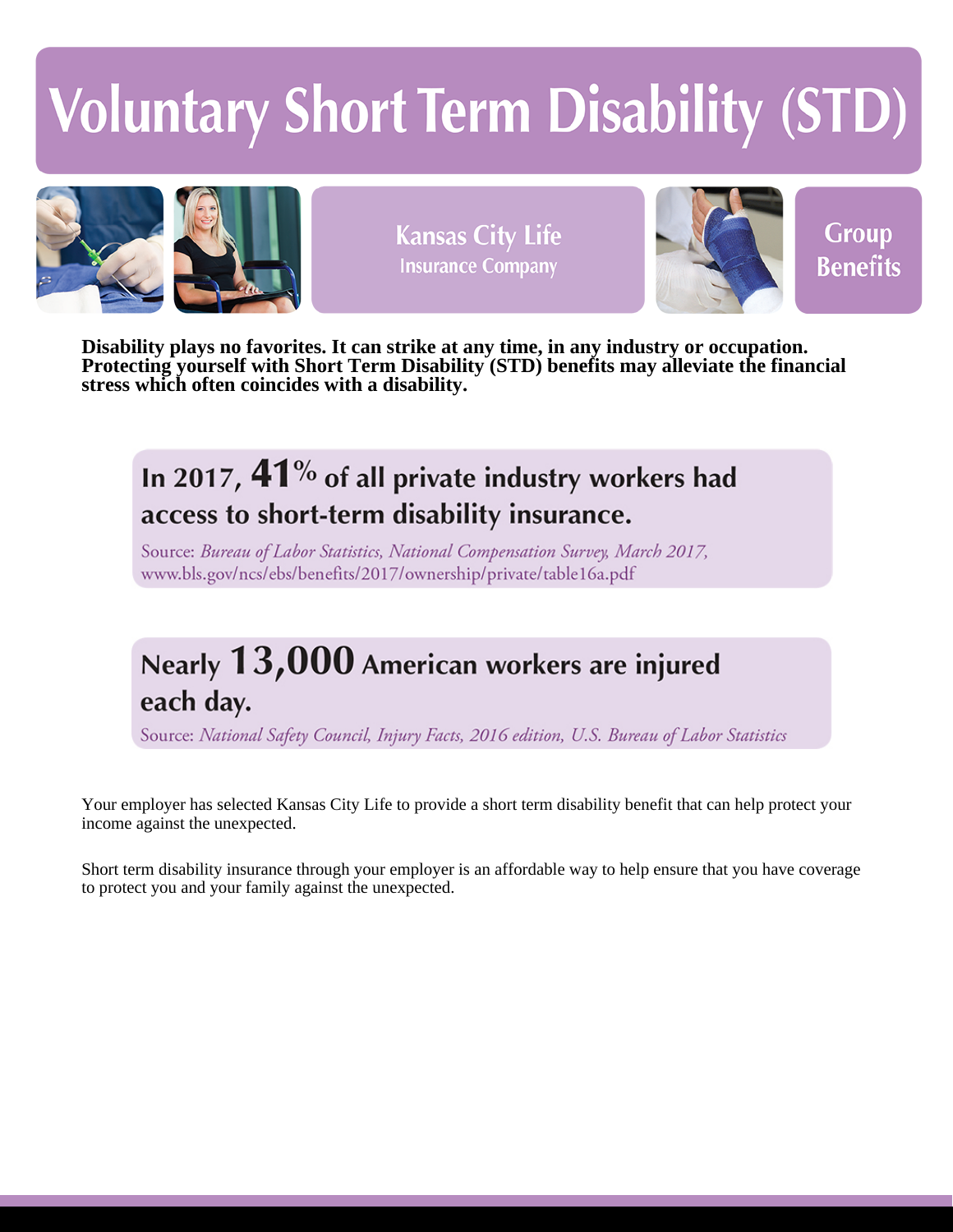# Voluntary Short Term Disability (STD)

Kansas City Life
Insurance Company

Group Benefits

**Disability plays no favorites. It can strike at any time, in any industry or occupation. Protecting yourself with Short Term Disability (STD) benefits may alleviate the financial stress which often coincides with a disability.**

**In 2017, 41% of all private industry workers had access to short-term disability insurance.**

Source: *Bureau of Labor Statistics, National Compensation Survey, March 2017,* www.bls.gov/ncs/ebs/benefits/2017/ownership/private/table16a.pdf

**Nearly 13,000 American workers are injured each day.**

Source: *National Safety Council, Injury Facts, 2016 edition, U.S. Bureau of Labor Statistics*

Your employer has selected Kansas City Life to provide a short term disability benefit that can help protect your income against the unexpected.

Short term disability insurance through your employer is an affordable way to help ensure that you have coverage to protect you and your family against the unexpected.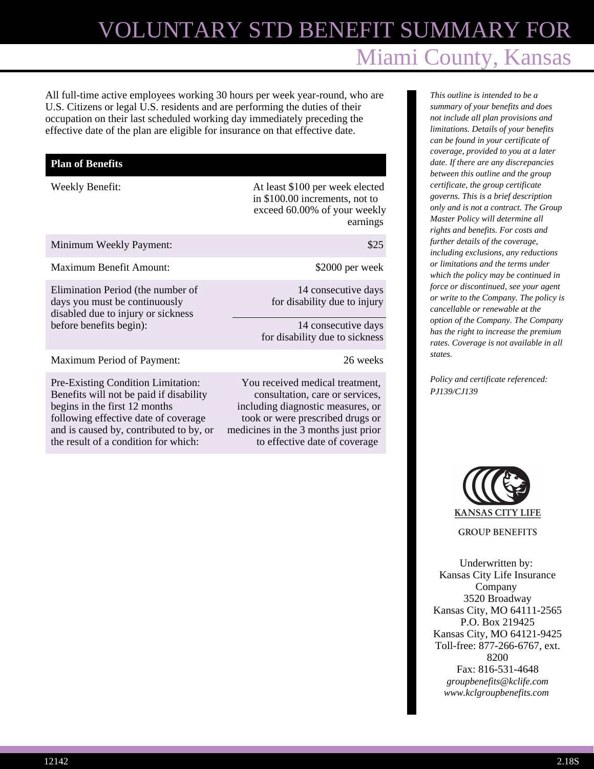# VOLUNTARY STD BENEFIT SUMMARY FOR

## Miami County, Kansas

All full-time active employees working 30 hours per week year-round, who are U.S. Citizens or legal U.S. residents and are performing the duties of their occupation on their last scheduled working day immediately preceding the effective date of the plan are eligible for insurance on that effective date.

| **Plan of Benefits** | |
|---|---|
| Weekly Benefit: | At least $100 per week elected in $100.00 increments, not to exceed 60.00% of your weekly earnings |
| Minimum Weekly Payment: | $25 |
| Maximum Benefit Amount: | $2000 per week |
| Elimination Period (the number of days you must be continuously disabled due to injury or sickness before benefits begin): | 14 consecutive days for disability due to injury<br>14 consecutive days for disability due to sickness |
| Maximum Period of Payment: | 26 weeks |
| Pre-Existing Condition Limitation: Benefits will not be paid if disability begins in the first 12 months following effective date of coverage and is caused by, contributed to by, or the result of a condition for which: | You received medical treatment, consultation, care or services, including diagnostic measures, or took or were prescribed drugs or medicines in the 3 months just prior to effective date of coverage |

*This outline is intended to be a summary of your benefits and does not include all plan provisions and limitations. Details of your benefits can be found in your certificate of coverage, provided to you at a later date. If there are any discrepancies between this outline and the group certificate, the group certificate governs. This is a brief description only and is not a contract. The Group Master Policy will determine all rights and benefits. For costs and further details of the coverage, including exclusions, any reductions or limitations and the terms under which the policy may be continued in force or discontinued, see your agent or write to the Company. The policy is cancellable or renewable at the option of the Company. The Company has the right to increase the premium rates. Coverage is not available in all states.*

*Policy and certificate referenced: PJ139/CJ139*

KANSAS CITY LIFE

GROUP BENEFITS

Underwritten by:
Kansas City Life Insurance Company
3520 Broadway
Kansas City, MO 64111-2565
P.O. Box 219425
Kansas City, MO 64121-9425
Toll-free: 877-266-6767, ext. 8200
Fax: 816-531-4648
*groupbenefits@kclife.com*
*www.kclgroupbenefits.com*

12142 2.18S